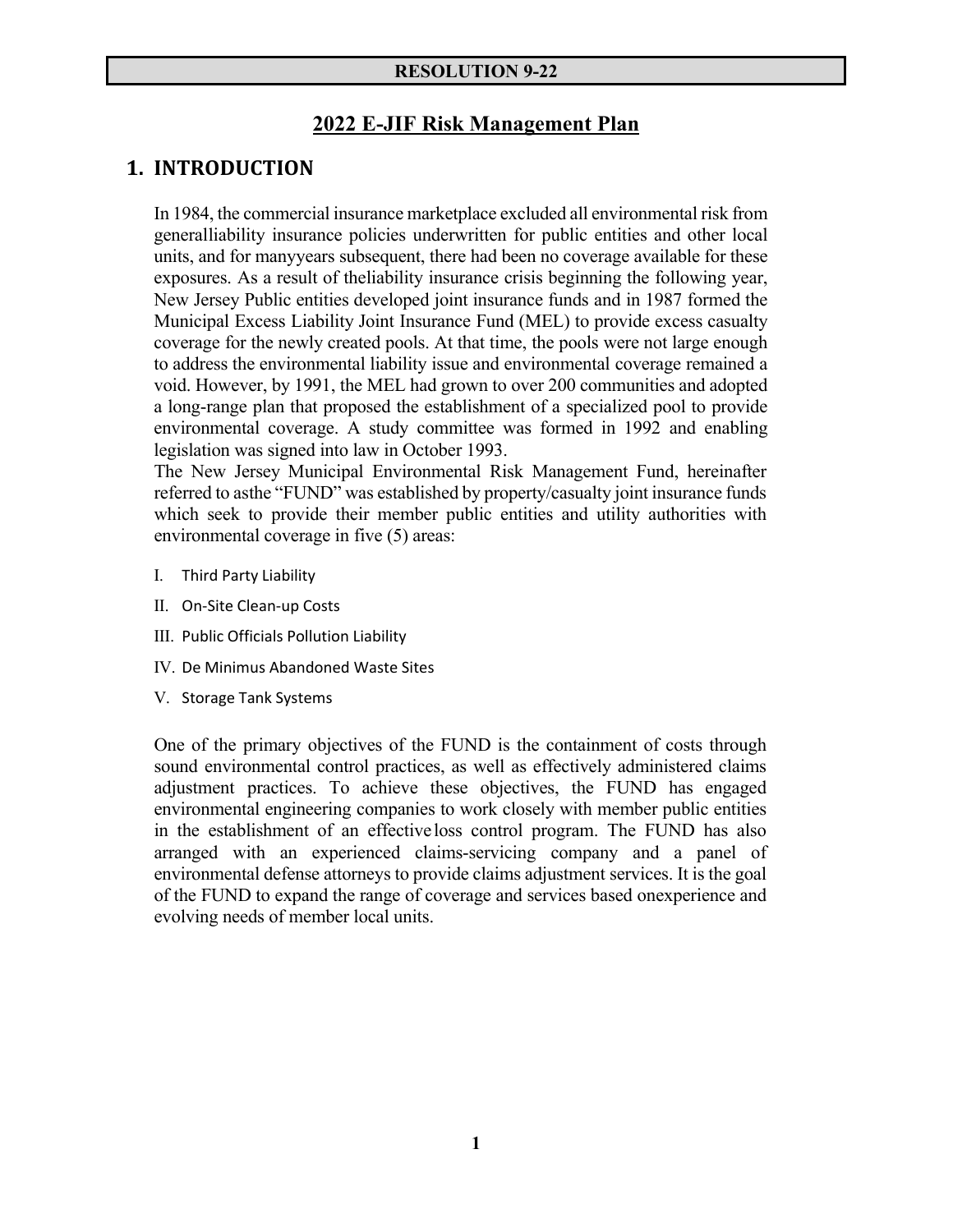**RESOLUTION 9-22**

# 2022 E-JIF Risk Management Plan

## 1. INTRODUCTION

In 1984, the commercial insurance marketplace excluded all environmental risk from generalliability insurance policies underwritten for public entities and other local units, and for manyyears subsequent, there had been no coverage available for these exposures. As a result of theliability insurance crisis beginning the following year, New Jersey Public entities developed joint insurance funds and in 1987 formed the Municipal Excess Liability Joint Insurance Fund (MEL) to provide excess casualty coverage for the newly created pools. At that time, the pools were not large enough to address the environmental liability issue and environmental coverage remained a void. However, by 1991, the MEL had grown to over 200 communities and adopted a long-range plan that proposed the establishment of a specialized pool to provide environmental coverage. A study committee was formed in 1992 and enabling legislation was signed into law in October 1993.

The New Jersey Municipal Environmental Risk Management Fund, hereinafter referred to asthe "FUND" was established by property/casualty joint insurance funds which seek to provide their member public entities and utility authorities with environmental coverage in five (5) areas:

I. Third Party Liability

II. On-Site Clean-up Costs

III. Public Officials Pollution Liability

IV. De Minimus Abandoned Waste Sites

V. Storage Tank Systems

One of the primary objectives of the FUND is the containment of costs through sound environmental control practices, as well as effectively administered claims adjustment practices. To achieve these objectives, the FUND has engaged environmental engineering companies to work closely with member public entities in the establishment of an effective loss control program. The FUND has also arranged with an experienced claims-servicing company and a panel of environmental defense attorneys to provide claims adjustment services. It is the goal of the FUND to expand the range of coverage and services based onexperience and evolving needs of member local units.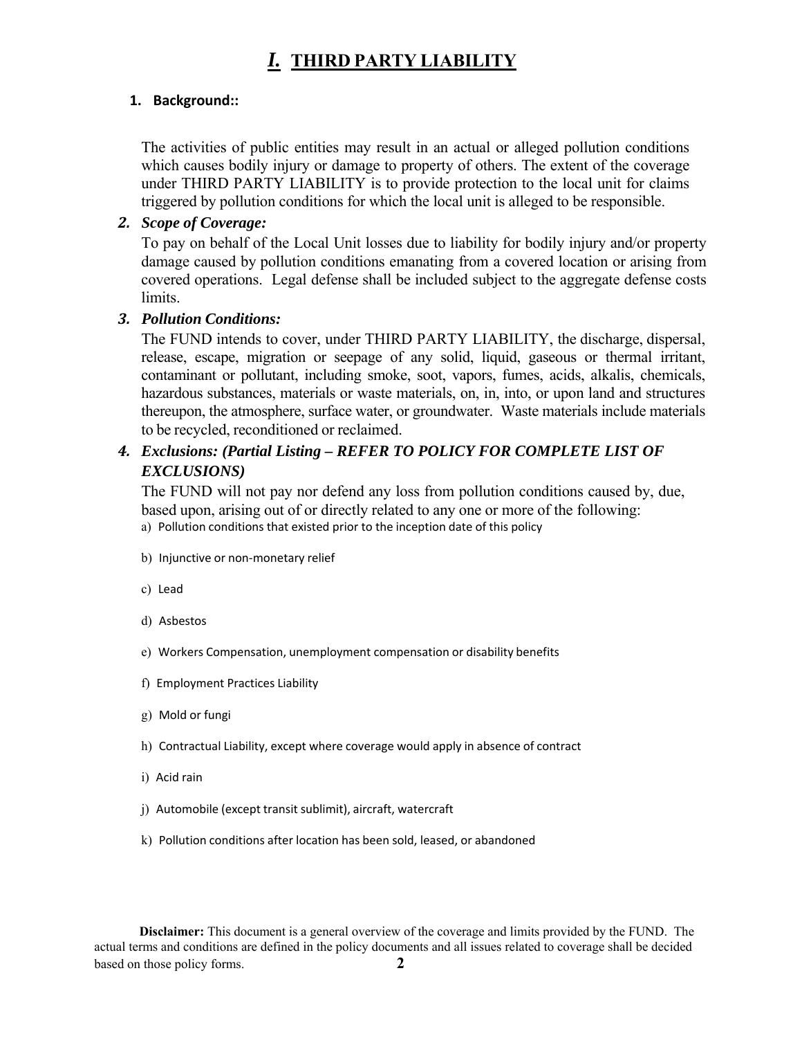# *I.* THIRD PARTY LIABILITY

**1. Background::**

The activities of public entities may result in an actual or alleged pollution conditions which causes bodily injury or damage to property of others. The extent of the coverage under THIRD PARTY LIABILITY is to provide protection to the local unit for claims triggered by pollution conditions for which the local unit is alleged to be responsible.

***2. Scope of Coverage:***

To pay on behalf of the Local Unit losses due to liability for bodily injury and/or property damage caused by pollution conditions emanating from a covered location or arising from covered operations. Legal defense shall be included subject to the aggregate defense costs limits.

***3. Pollution Conditions:***

The FUND intends to cover, under THIRD PARTY LIABILITY, the discharge, dispersal, release, escape, migration or seepage of any solid, liquid, gaseous or thermal irritant, contaminant or pollutant, including smoke, soot, vapors, fumes, acids, alkalis, chemicals, hazardous substances, materials or waste materials, on, in, into, or upon land and structures thereupon, the atmosphere, surface water, or groundwater. Waste materials include materials to be recycled, reconditioned or reclaimed.

***4. Exclusions: (Partial Listing – REFER TO POLICY FOR COMPLETE LIST OF EXCLUSIONS)***

The FUND will not pay nor defend any loss from pollution conditions caused by, due, based upon, arising out of or directly related to any one or more of the following:

a) Pollution conditions that existed prior to the inception date of this policy

b) Injunctive or non-monetary relief

c) Lead

d) Asbestos

e) Workers Compensation, unemployment compensation or disability benefits

f) Employment Practices Liability

g) Mold or fungi

h) Contractual Liability, except where coverage would apply in absence of contract

i) Acid rain

j) Automobile (except transit sublimit), aircraft, watercraft

k) Pollution conditions after location has been sold, leased, or abandoned

**Disclaimer:** This document is a general overview of the coverage and limits provided by the FUND. The actual terms and conditions are defined in the policy documents and all issues related to coverage shall be decided based on those policy forms.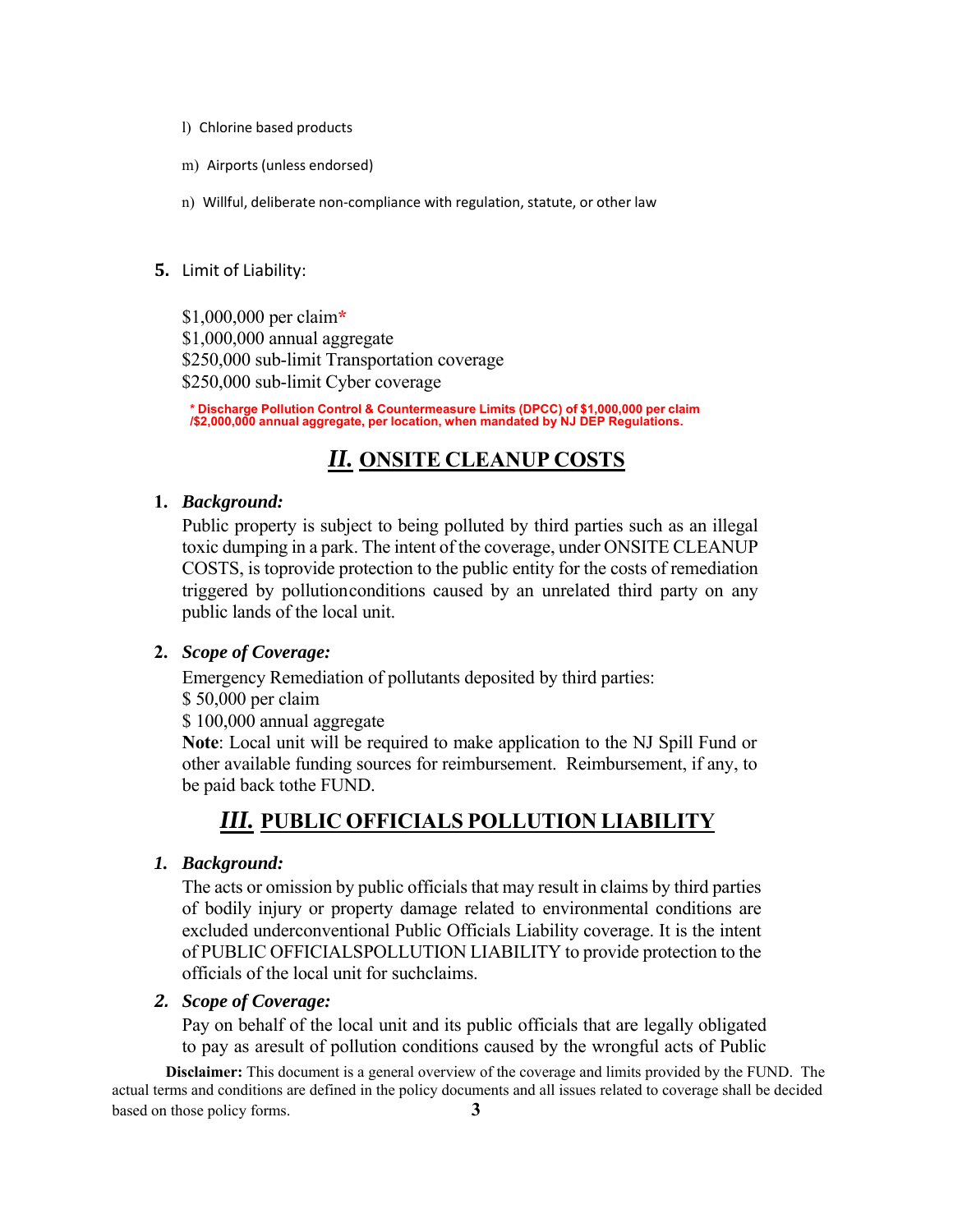l) Chlorine based products

m) Airports (unless endorsed)

n) Willful, deliberate non-compliance with regulation, statute, or other law

**5.** Limit of Liability:

$1,000,000 per claim*
$1,000,000 annual aggregate
$250,000 sub-limit Transportation coverage
$250,000 sub-limit Cyber coverage

**\* Discharge Pollution Control & Countermeasure Limits (DPCC) of $1,000,000 per claim /$2,000,000 annual aggregate, per location, when mandated by NJ DEP Regulations.**

## *II.* ONSITE CLEANUP COSTS

**1.** ***Background:***

Public property is subject to being polluted by third parties such as an illegal toxic dumping in a park. The intent of the coverage, under ONSITE CLEANUP COSTS, is toprovide protection to the public entity for the costs of remediation triggered by pollutionconditions caused by an unrelated third party on any public lands of the local unit.

**2.** ***Scope of Coverage:***

Emergency Remediation of pollutants deposited by third parties:
$ 50,000 per claim
$ 100,000 annual aggregate
**Note**: Local unit will be required to make application to the NJ Spill Fund or other available funding sources for reimbursement. Reimbursement, if any, to be paid back tothe FUND.

## *III.* PUBLIC OFFICIALS POLLUTION LIABILITY

***1. Background:***

The acts or omission by public officials that may result in claims by third parties of bodily injury or property damage related to environmental conditions are excluded underconventional Public Officials Liability coverage. It is the intent of PUBLIC OFFICIALSPOLLUTION LIABILITY to provide protection to the officials of the local unit for suchclaims.

***2. Scope of Coverage:***

Pay on behalf of the local unit and its public officials that are legally obligated to pay as aresult of pollution conditions caused by the wrongful acts of Public

**Disclaimer:** This document is a general overview of the coverage and limits provided by the FUND. The actual terms and conditions are defined in the policy documents and all issues related to coverage shall be decided based on those policy forms.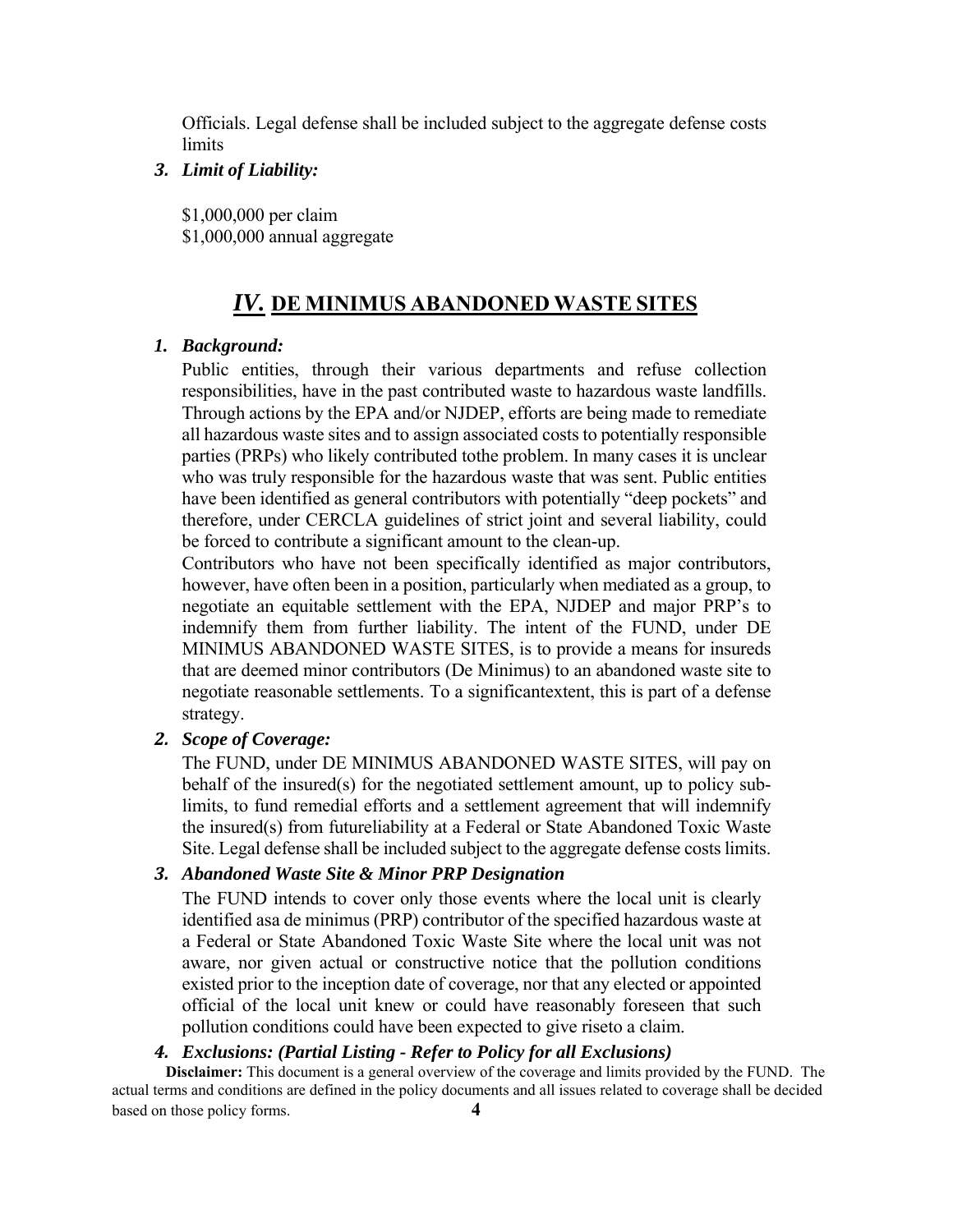Officials. Legal defense shall be included subject to the aggregate defense costs limits

***3. Limit of Liability:***

$1,000,000 per claim
$1,000,000 annual aggregate

## ***IV.* DE MINIMUS ABANDONED WASTE SITES**

***1. Background:***

Public entities, through their various departments and refuse collection responsibilities, have in the past contributed waste to hazardous waste landfills. Through actions by the EPA and/or NJDEP, efforts are being made to remediate all hazardous waste sites and to assign associated costs to potentially responsible parties (PRPs) who likely contributed tothe problem. In many cases it is unclear who was truly responsible for the hazardous waste that was sent. Public entities have been identified as general contributors with potentially "deep pockets" and therefore, under CERCLA guidelines of strict joint and several liability, could be forced to contribute a significant amount to the clean-up.

Contributors who have not been specifically identified as major contributors, however, have often been in a position, particularly when mediated as a group, to negotiate an equitable settlement with the EPA, NJDEP and major PRP's to indemnify them from further liability. The intent of the FUND, under DE MINIMUS ABANDONED WASTE SITES, is to provide a means for insureds that are deemed minor contributors (De Minimus) to an abandoned waste site to negotiate reasonable settlements. To a significantextent, this is part of a defense strategy.

***2. Scope of Coverage:***

The FUND, under DE MINIMUS ABANDONED WASTE SITES, will pay on behalf of the insured(s) for the negotiated settlement amount, up to policy sub-limits, to fund remedial efforts and a settlement agreement that will indemnify the insured(s) from futureliability at a Federal or State Abandoned Toxic Waste Site. Legal defense shall be included subject to the aggregate defense costs limits.

***3. Abandoned Waste Site & Minor PRP Designation***

The FUND intends to cover only those events where the local unit is clearly identified asa de minimus (PRP) contributor of the specified hazardous waste at a Federal or State Abandoned Toxic Waste Site where the local unit was not aware, nor given actual or constructive notice that the pollution conditions existed prior to the inception date of coverage, nor that any elected or appointed official of the local unit knew or could have reasonably foreseen that such pollution conditions could have been expected to give riseto a claim.

***4. Exclusions: (Partial Listing - Refer to Policy for all Exclusions)***

**Disclaimer:** This document is a general overview of the coverage and limits provided by the FUND. The actual terms and conditions are defined in the policy documents and all issues related to coverage shall be decided based on those policy forms.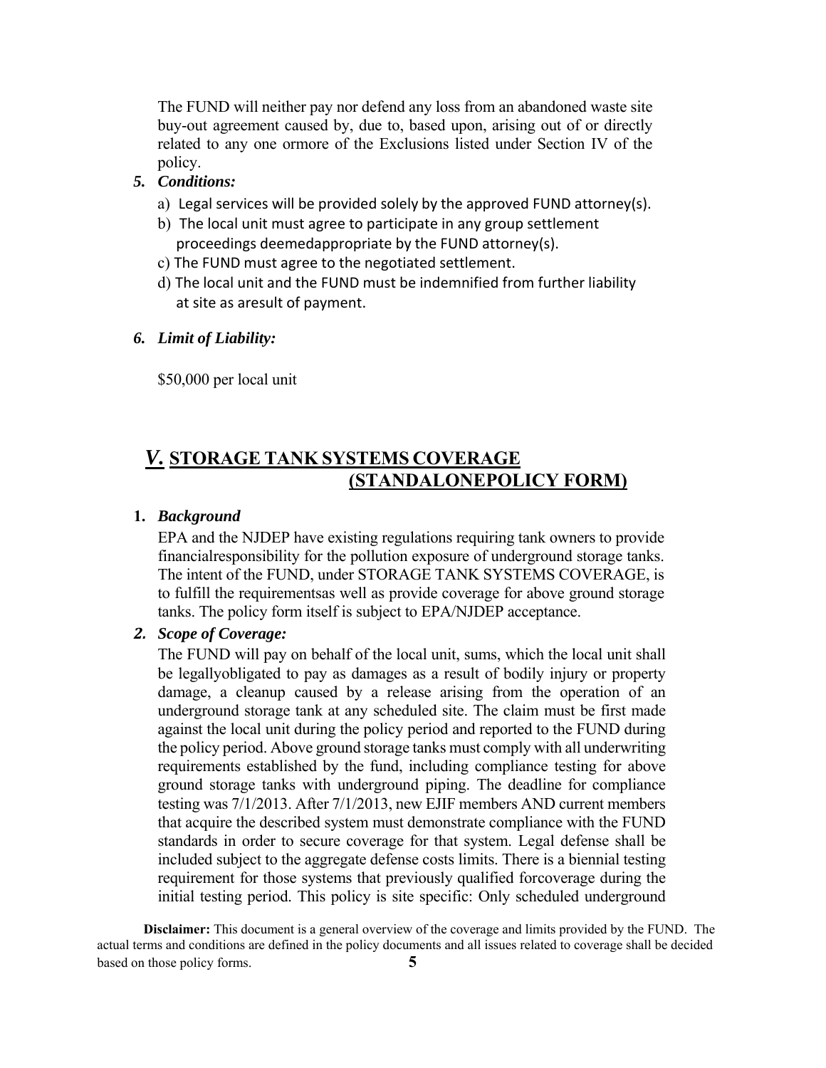The FUND will neither pay nor defend any loss from an abandoned waste site buy-out agreement caused by, due to, based upon, arising out of or directly related to any one ormore of the Exclusions listed under Section IV of the policy.

5. ***Conditions:***
   a) Legal services will be provided solely by the approved FUND attorney(s).
   b) The local unit must agree to participate in any group settlement proceedings deemedappropriate by the FUND attorney(s).
   c) The FUND must agree to the negotiated settlement.
   d) The local unit and the FUND must be indemnified from further liability at site as aresult of payment.

6. ***Limit of Liability:***

   $50,000 per local unit

## *V.* STORAGE TANK SYSTEMS COVERAGE (STANDALONEPOLICY FORM)

**1.** ***Background***

EPA and the NJDEP have existing regulations requiring tank owners to provide financialresponsibility for the pollution exposure of underground storage tanks. The intent of the FUND, under STORAGE TANK SYSTEMS COVERAGE, is to fulfill the requirementsas well as provide coverage for above ground storage tanks. The policy form itself is subject to EPA/NJDEP acceptance.

***2. Scope of Coverage:***

The FUND will pay on behalf of the local unit, sums, which the local unit shall be legallyobligated to pay as damages as a result of bodily injury or property damage, a cleanup caused by a release arising from the operation of an underground storage tank at any scheduled site. The claim must be first made against the local unit during the policy period and reported to the FUND during the policy period. Above ground storage tanks must comply with all underwriting requirements established by the fund, including compliance testing for above ground storage tanks with underground piping. The deadline for compliance testing was 7/1/2013. After 7/1/2013, new EJIF members AND current members that acquire the described system must demonstrate compliance with the FUND standards in order to secure coverage for that system. Legal defense shall be included subject to the aggregate defense costs limits. There is a biennial testing requirement for those systems that previously qualified forcoverage during the initial testing period. This policy is site specific: Only scheduled underground

**Disclaimer:** This document is a general overview of the coverage and limits provided by the FUND. The actual terms and conditions are defined in the policy documents and all issues related to coverage shall be decided based on those policy forms.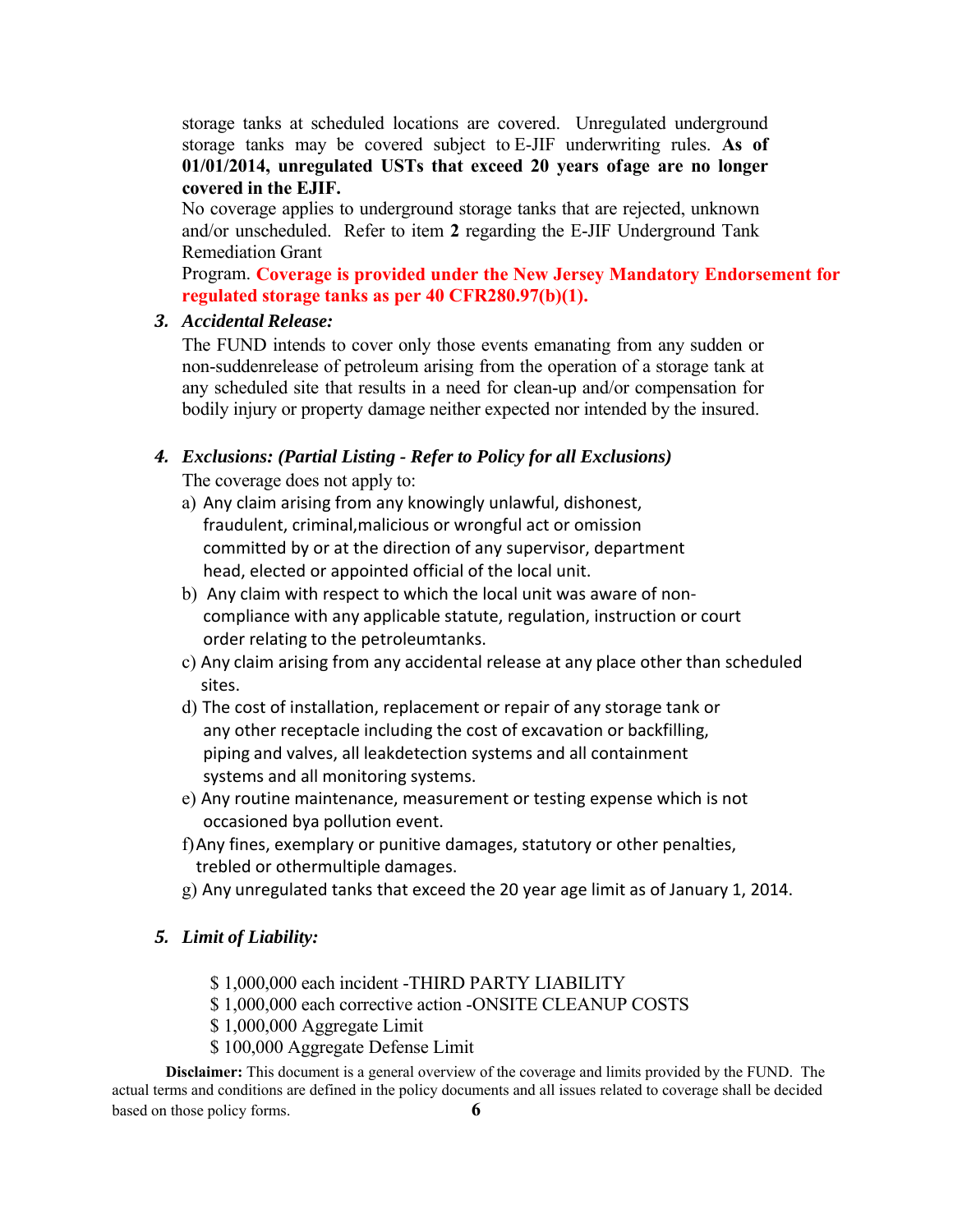storage tanks at scheduled locations are covered. Unregulated underground storage tanks may be covered subject to E-JIF underwriting rules. **As of 01/01/2014, unregulated USTs that exceed 20 years ofage are no longer covered in the EJIF.**

No coverage applies to underground storage tanks that are rejected, unknown and/or unscheduled. Refer to item **2** regarding the E-JIF Underground Tank Remediation Grant

Program. **Coverage is provided under the New Jersey Mandatory Endorsement for regulated storage tanks as per 40 CFR280.97(b)(1).**

3. ***Accidental Release:***

The FUND intends to cover only those events emanating from any sudden or non-suddenrelease of petroleum arising from the operation of a storage tank at any scheduled site that results in a need for clean-up and/or compensation for bodily injury or property damage neither expected nor intended by the insured.

4. ***Exclusions: (Partial Listing - Refer to Policy for all Exclusions)***

The coverage does not apply to:

a) Any claim arising from any knowingly unlawful, dishonest, fraudulent, criminal,malicious or wrongful act or omission committed by or at the direction of any supervisor, department head, elected or appointed official of the local unit.

b) Any claim with respect to which the local unit was aware of non-compliance with any applicable statute, regulation, instruction or court order relating to the petroleumtanks.

c) Any claim arising from any accidental release at any place other than scheduled sites.

d) The cost of installation, replacement or repair of any storage tank or any other receptacle including the cost of excavation or backfilling, piping and valves, all leakdetection systems and all containment systems and all monitoring systems.

e) Any routine maintenance, measurement or testing expense which is not occasioned bya pollution event.

f) Any fines, exemplary or punitive damages, statutory or other penalties, trebled or othermultiple damages.

g) Any unregulated tanks that exceed the 20 year age limit as of January 1, 2014.

5. ***Limit of Liability:***

$ 1,000,000 each incident -THIRD PARTY LIABILITY
$ 1,000,000 each corrective action -ONSITE CLEANUP COSTS
$ 1,000,000 Aggregate Limit
$ 100,000 Aggregate Defense Limit

**Disclaimer:** This document is a general overview of the coverage and limits provided by the FUND. The actual terms and conditions are defined in the policy documents and all issues related to coverage shall be decided based on those policy forms.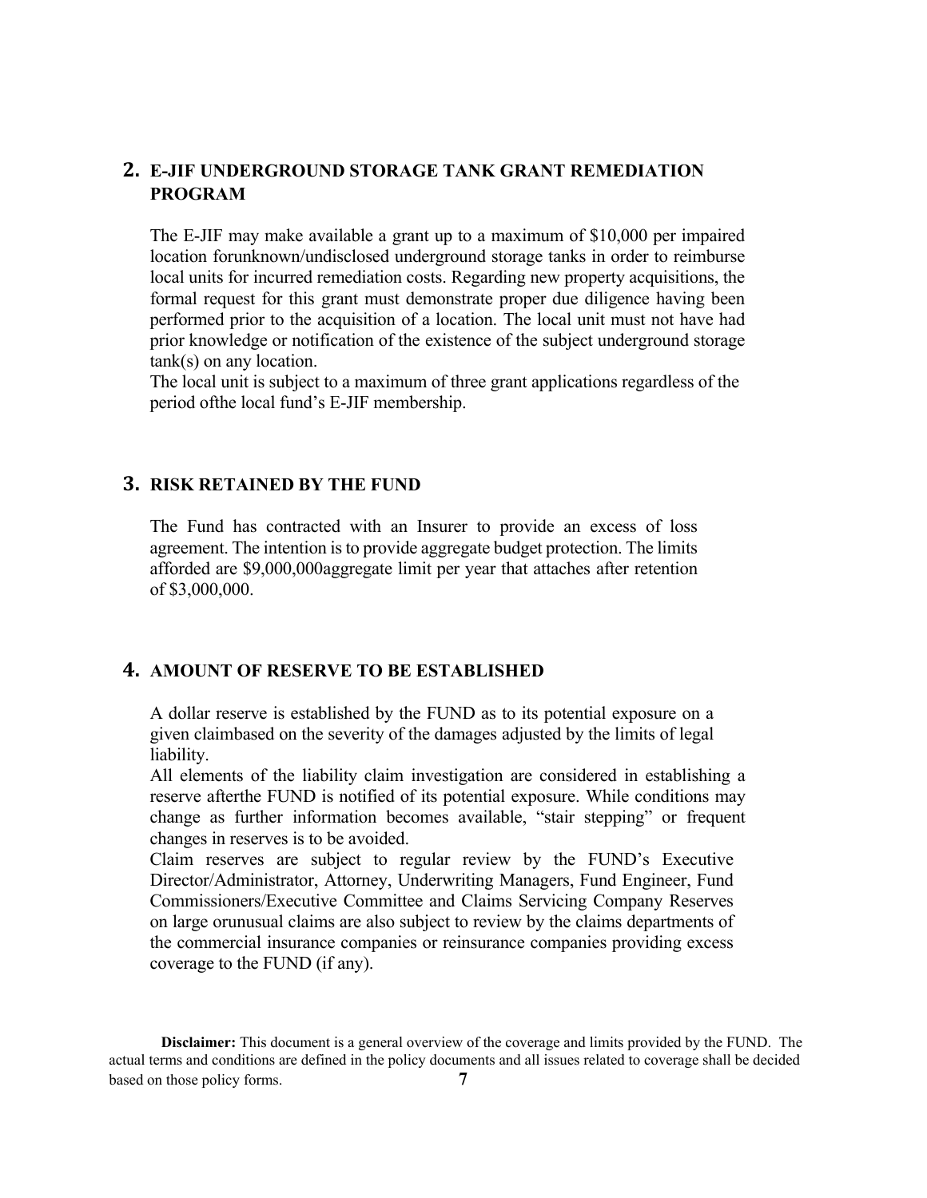## 2. E-JIF UNDERGROUND STORAGE TANK GRANT REMEDIATION PROGRAM

The E-JIF may make available a grant up to a maximum of $10,000 per impaired location forunknown/undisclosed underground storage tanks in order to reimburse local units for incurred remediation costs. Regarding new property acquisitions, the formal request for this grant must demonstrate proper due diligence having been performed prior to the acquisition of a location. The local unit must not have had prior knowledge or notification of the existence of the subject underground storage tank(s) on any location.

The local unit is subject to a maximum of three grant applications regardless of the period ofthe local fund's E-JIF membership.

## 3. RISK RETAINED BY THE FUND

The Fund has contracted with an Insurer to provide an excess of loss agreement. The intention is to provide aggregate budget protection. The limits afforded are $9,000,000aggregate limit per year that attaches after retention of $3,000,000.

## 4. AMOUNT OF RESERVE TO BE ESTABLISHED

A dollar reserve is established by the FUND as to its potential exposure on a given claimbased on the severity of the damages adjusted by the limits of legal liability.

All elements of the liability claim investigation are considered in establishing a reserve afterthe FUND is notified of its potential exposure. While conditions may change as further information becomes available, "stair stepping" or frequent changes in reserves is to be avoided.

Claim reserves are subject to regular review by the FUND's Executive Director/Administrator, Attorney, Underwriting Managers, Fund Engineer, Fund Commissioners/Executive Committee and Claims Servicing Company Reserves on large orunusual claims are also subject to review by the claims departments of the commercial insurance companies or reinsurance companies providing excess coverage to the FUND (if any).

**Disclaimer:** This document is a general overview of the coverage and limits provided by the FUND. The actual terms and conditions are defined in the policy documents and all issues related to coverage shall be decided based on those policy forms.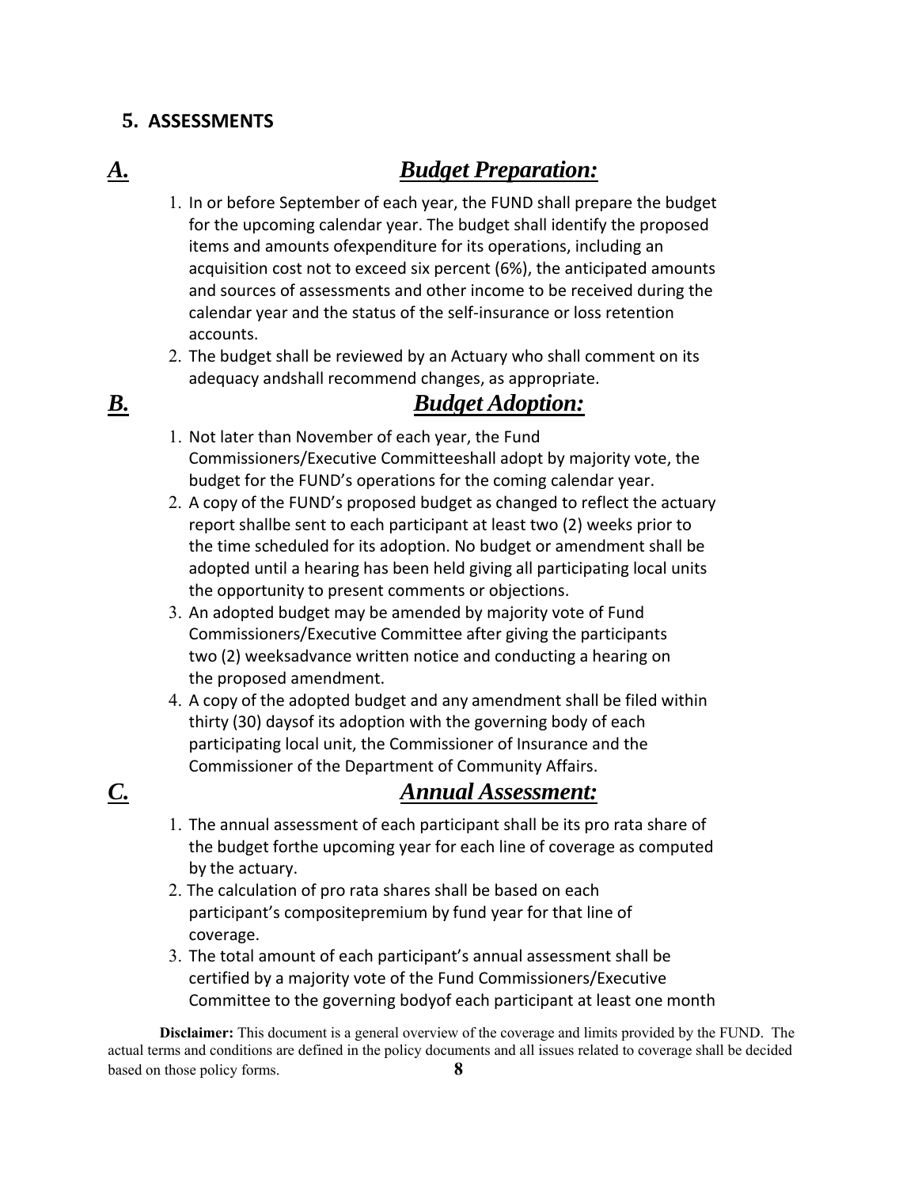## 5. ASSESSMENTS

### ***A. Budget Preparation:***

1. In or before September of each year, the FUND shall prepare the budget for the upcoming calendar year. The budget shall identify the proposed items and amounts ofexpenditure for its operations, including an acquisition cost not to exceed six percent (6%), the anticipated amounts and sources of assessments and other income to be received during the calendar year and the status of the self-insurance or loss retention accounts.
2. The budget shall be reviewed by an Actuary who shall comment on its adequacy andshall recommend changes, as appropriate.

### ***B. Budget Adoption:***

1. Not later than November of each year, the Fund Commissioners/Executive Committeeshall adopt by majority vote, the budget for the FUND's operations for the coming calendar year.
2. A copy of the FUND's proposed budget as changed to reflect the actuary report shallbe sent to each participant at least two (2) weeks prior to the time scheduled for its adoption. No budget or amendment shall be adopted until a hearing has been held giving all participating local units the opportunity to present comments or objections.
3. An adopted budget may be amended by majority vote of Fund Commissioners/Executive Committee after giving the participants two (2) weeksadvance written notice and conducting a hearing on the proposed amendment.
4. A copy of the adopted budget and any amendment shall be filed within thirty (30) daysof its adoption with the governing body of each participating local unit, the Commissioner of Insurance and the Commissioner of the Department of Community Affairs.

### ***C. Annual Assessment:***

1. The annual assessment of each participant shall be its pro rata share of the budget forthe upcoming year for each line of coverage as computed by the actuary.
2. The calculation of pro rata shares shall be based on each participant's compositepremium by fund year for that line of coverage.
3. The total amount of each participant's annual assessment shall be certified by a majority vote of the Fund Commissioners/Executive Committee to the governing bodyof each participant at least one month

**Disclaimer:** This document is a general overview of the coverage and limits provided by the FUND. The actual terms and conditions are defined in the policy documents and all issues related to coverage shall be decided based on those policy forms.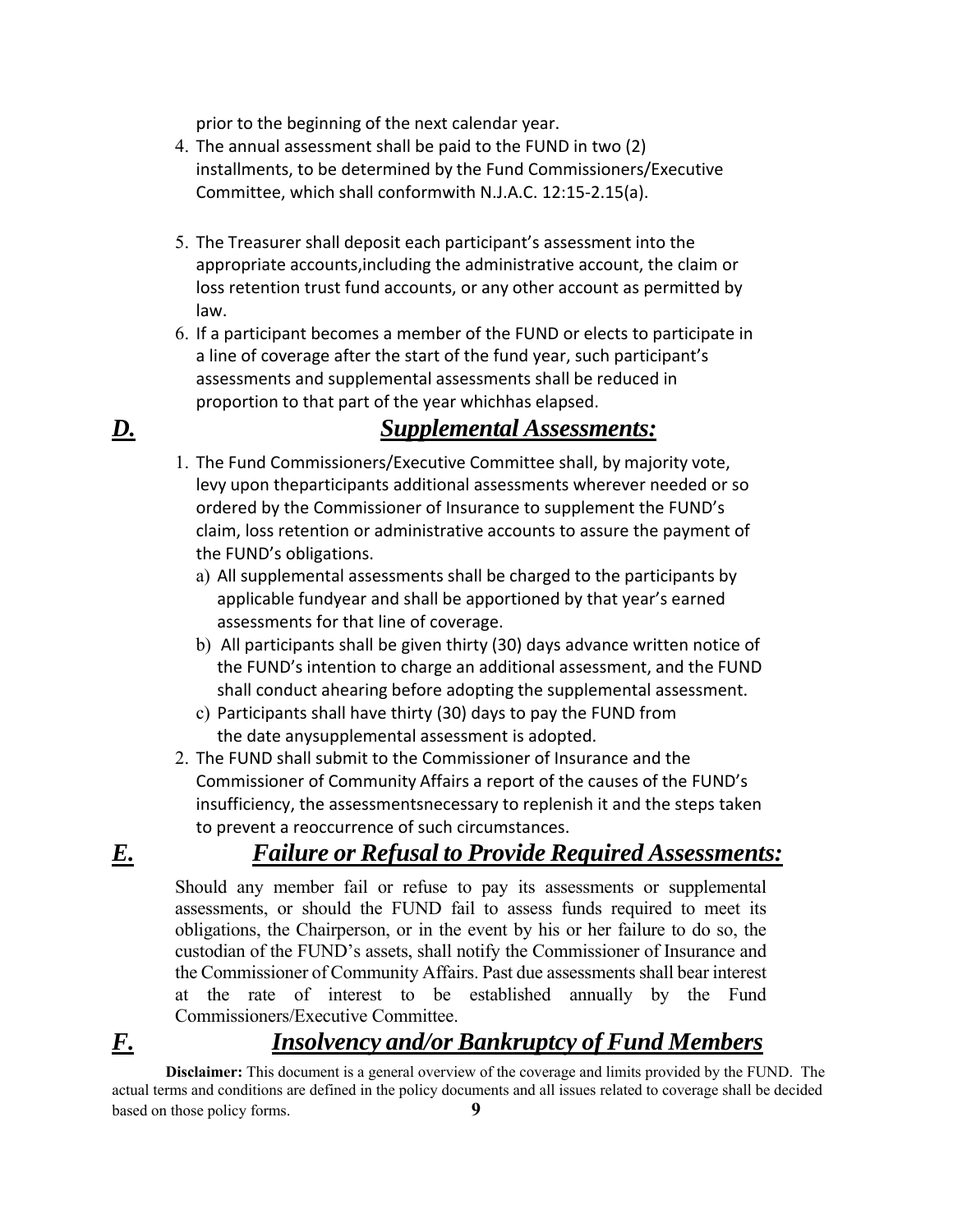prior to the beginning of the next calendar year.

4. The annual assessment shall be paid to the FUND in two (2) installments, to be determined by the Fund Commissioners/Executive Committee, which shall conformwith N.J.A.C. 12:15-2.15(a).

5. The Treasurer shall deposit each participant's assessment into the appropriate accounts,including the administrative account, the claim or loss retention trust fund accounts, or any other account as permitted by law.
6. If a participant becomes a member of the FUND or elects to participate in a line of coverage after the start of the fund year, such participant's assessments and supplemental assessments shall be reduced in proportion to that part of the year whichhas elapsed.

## ***D.*** ***Supplemental Assessments:***

1. The Fund Commissioners/Executive Committee shall, by majority vote, levy upon theparticipants additional assessments wherever needed or so ordered by the Commissioner of Insurance to supplement the FUND's claim, loss retention or administrative accounts to assure the payment of the FUND's obligations.
   a) All supplemental assessments shall be charged to the participants by applicable fundyear and shall be apportioned by that year's earned assessments for that line of coverage.
   b) All participants shall be given thirty (30) days advance written notice of the FUND's intention to charge an additional assessment, and the FUND shall conduct ahearing before adopting the supplemental assessment.
   c) Participants shall have thirty (30) days to pay the FUND from the date anysupplemental assessment is adopted.
2. The FUND shall submit to the Commissioner of Insurance and the Commissioner of Community Affairs a report of the causes of the FUND's insufficiency, the assessmentsnecessary to replenish it and the steps taken to prevent a reoccurrence of such circumstances.

## ***E.*** ***Failure or Refusal to Provide Required Assessments:***

Should any member fail or refuse to pay its assessments or supplemental assessments, or should the FUND fail to assess funds required to meet its obligations, the Chairperson, or in the event by his or her failure to do so, the custodian of the FUND's assets, shall notify the Commissioner of Insurance and the Commissioner of Community Affairs. Past due assessments shall bear interest at the rate of interest to be established annually by the Fund Commissioners/Executive Committee.

## ***F.*** ***Insolvency and/or Bankruptcy of Fund Members***

**Disclaimer:** This document is a general overview of the coverage and limits provided by the FUND. The actual terms and conditions are defined in the policy documents and all issues related to coverage shall be decided based on those policy forms.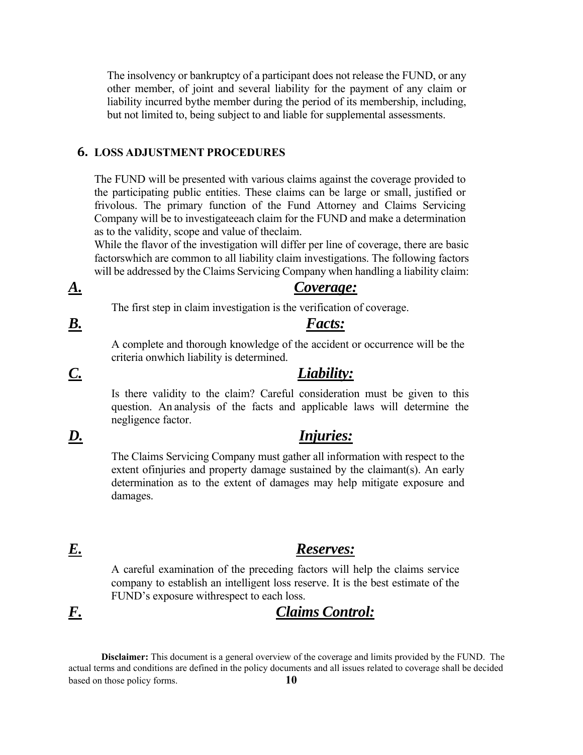The insolvency or bankruptcy of a participant does not release the FUND, or any other member, of joint and several liability for the payment of any claim or liability incurred bythe member during the period of its membership, including, but not limited to, being subject to and liable for supplemental assessments.

## 6. LOSS ADJUSTMENT PROCEDURES

The FUND will be presented with various claims against the coverage provided to the participating public entities. These claims can be large or small, justified or frivolous. The primary function of the Fund Attorney and Claims Servicing Company will be to investigateeach claim for the FUND and make a determination as to the validity, scope and value of theclaim.
While the flavor of the investigation will differ per line of coverage, there are basic factorswhich are common to all liability claim investigations. The following factors will be addressed by the Claims Servicing Company when handling a liability claim:

### ***A.*** ***Coverage:***

The first step in claim investigation is the verification of coverage.

### ***B.*** ***Facts:***

A complete and thorough knowledge of the accident or occurrence will be the criteria onwhich liability is determined.

### ***C.*** ***Liability:***

Is there validity to the claim? Careful consideration must be given to this question. An analysis of the facts and applicable laws will determine the negligence factor.

### ***D.*** ***Injuries:***

The Claims Servicing Company must gather all information with respect to the extent ofinjuries and property damage sustained by the claimant(s). An early determination as to the extent of damages may help mitigate exposure and damages.

### ***E.*** ***Reserves:***

A careful examination of the preceding factors will help the claims service company to establish an intelligent loss reserve. It is the best estimate of the FUND's exposure withrespect to each loss.

### ***F.*** ***Claims Control:***

**Disclaimer:** This document is a general overview of the coverage and limits provided by the FUND. The actual terms and conditions are defined in the policy documents and all issues related to coverage shall be decided based on those policy forms.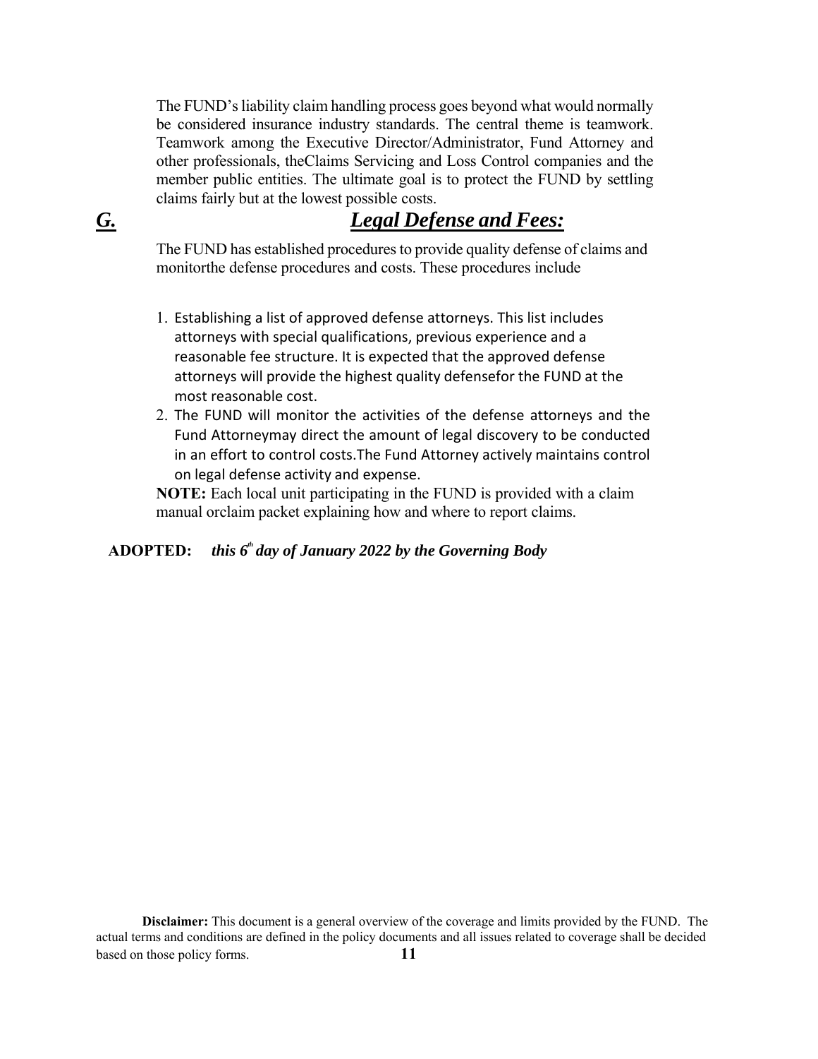The FUND's liability claim handling process goes beyond what would normally be considered insurance industry standards. The central theme is teamwork. Teamwork among the Executive Director/Administrator, Fund Attorney and other professionals, theClaims Servicing and Loss Control companies and the member public entities. The ultimate goal is to protect the FUND by settling claims fairly but at the lowest possible costs.

## ***G. Legal Defense and Fees:***

The FUND has established procedures to provide quality defense of claims and monitorthe defense procedures and costs. These procedures include

1. Establishing a list of approved defense attorneys. This list includes attorneys with special qualifications, previous experience and a reasonable fee structure. It is expected that the approved defense attorneys will provide the highest quality defensefor the FUND at the most reasonable cost.
2. The FUND will monitor the activities of the defense attorneys and the Fund Attorneymay direct the amount of legal discovery to be conducted in an effort to control costs.The Fund Attorney actively maintains control on legal defense activity and expense.

**NOTE:** Each local unit participating in the FUND is provided with a claim manual orclaim packet explaining how and where to report claims.

**ADOPTED:** ***this 6th day of January 2022 by the Governing Body***

**Disclaimer:** This document is a general overview of the coverage and limits provided by the FUND. The actual terms and conditions are defined in the policy documents and all issues related to coverage shall be decided based on those policy forms.